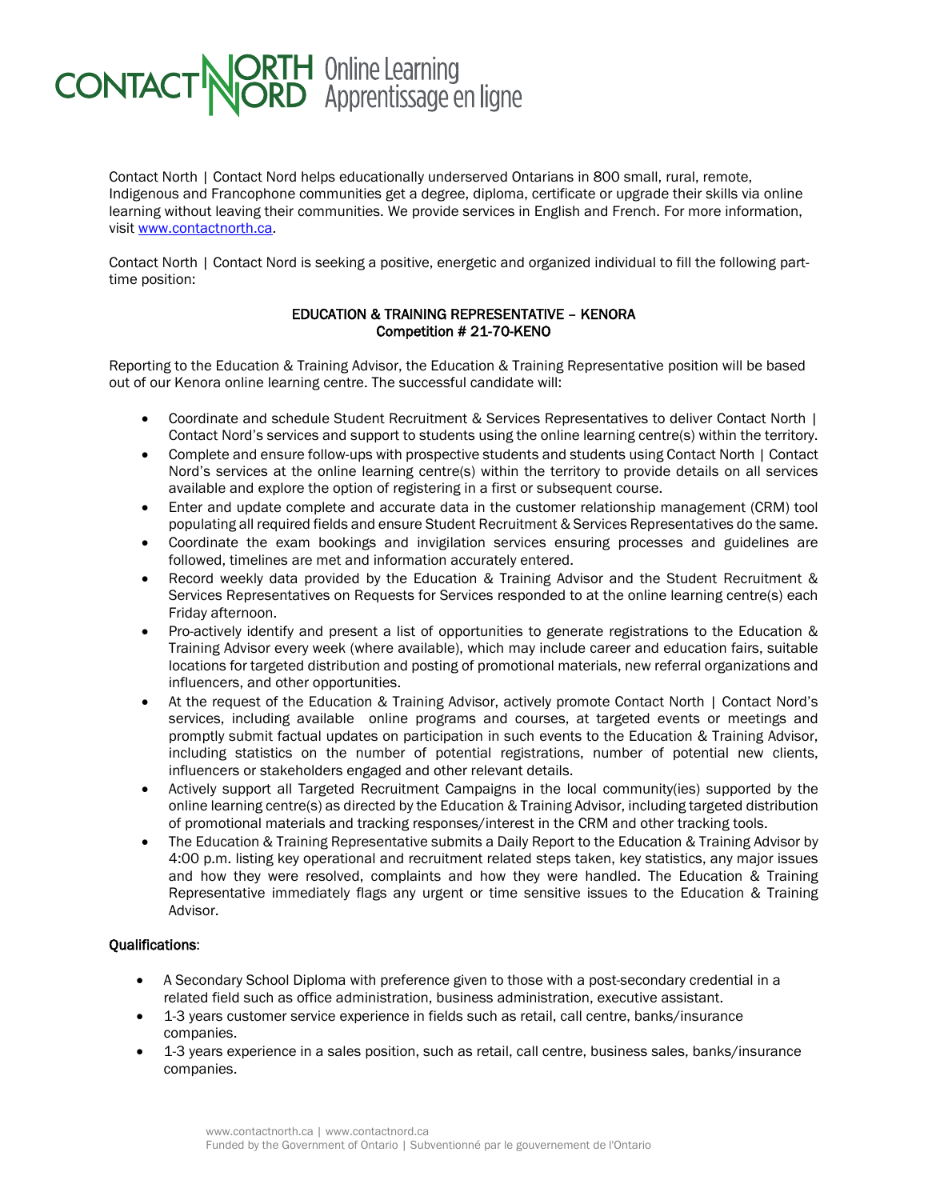Contact North | Contact Nord helps educationally underserved Ontarians in 800 small, rural, remote, Indigenous and Francophone communities get a degree, diploma, certificate or upgrade their skills via online learning without leaving their communities. We provide services in English and French. For more information, visit www.contactnorth.ca.

Contact North | Contact Nord is seeking a positive, energetic and organized individual to fill the following part-time position:

## EDUCATION & TRAINING REPRESENTATIVE – KENORA
## Competition # 21-70-KENO

Reporting to the Education & Training Advisor, the Education & Training Representative position will be based out of our Kenora online learning centre. The successful candidate will:

- Coordinate and schedule Student Recruitment & Services Representatives to deliver Contact North | Contact Nord's services and support to students using the online learning centre(s) within the territory.
- Complete and ensure follow-ups with prospective students and students using Contact North | Contact Nord's services at the online learning centre(s) within the territory to provide details on all services available and explore the option of registering in a first or subsequent course.
- Enter and update complete and accurate data in the customer relationship management (CRM) tool populating all required fields and ensure Student Recruitment & Services Representatives do the same.
- Coordinate the exam bookings and invigilation services ensuring processes and guidelines are followed, timelines are met and information accurately entered.
- Record weekly data provided by the Education & Training Advisor and the Student Recruitment & Services Representatives on Requests for Services responded to at the online learning centre(s) each Friday afternoon.
- Pro-actively identify and present a list of opportunities to generate registrations to the Education & Training Advisor every week (where available), which may include career and education fairs, suitable locations for targeted distribution and posting of promotional materials, new referral organizations and influencers, and other opportunities.
- At the request of the Education & Training Advisor, actively promote Contact North | Contact Nord's services, including available online programs and courses, at targeted events or meetings and promptly submit factual updates on participation in such events to the Education & Training Advisor, including statistics on the number of potential registrations, number of potential new clients, influencers or stakeholders engaged and other relevant details.
- Actively support all Targeted Recruitment Campaigns in the local community(ies) supported by the online learning centre(s) as directed by the Education & Training Advisor, including targeted distribution of promotional materials and tracking responses/interest in the CRM and other tracking tools.
- The Education & Training Representative submits a Daily Report to the Education & Training Advisor by 4:00 p.m. listing key operational and recruitment related steps taken, key statistics, any major issues and how they were resolved, complaints and how they were handled. The Education & Training Representative immediately flags any urgent or time sensitive issues to the Education & Training Advisor.

### Qualifications:

- A Secondary School Diploma with preference given to those with a post-secondary credential in a related field such as office administration, business administration, executive assistant.
- 1-3 years customer service experience in fields such as retail, call centre, banks/insurance companies.
- 1-3 years experience in a sales position, such as retail, call centre, business sales, banks/insurance companies.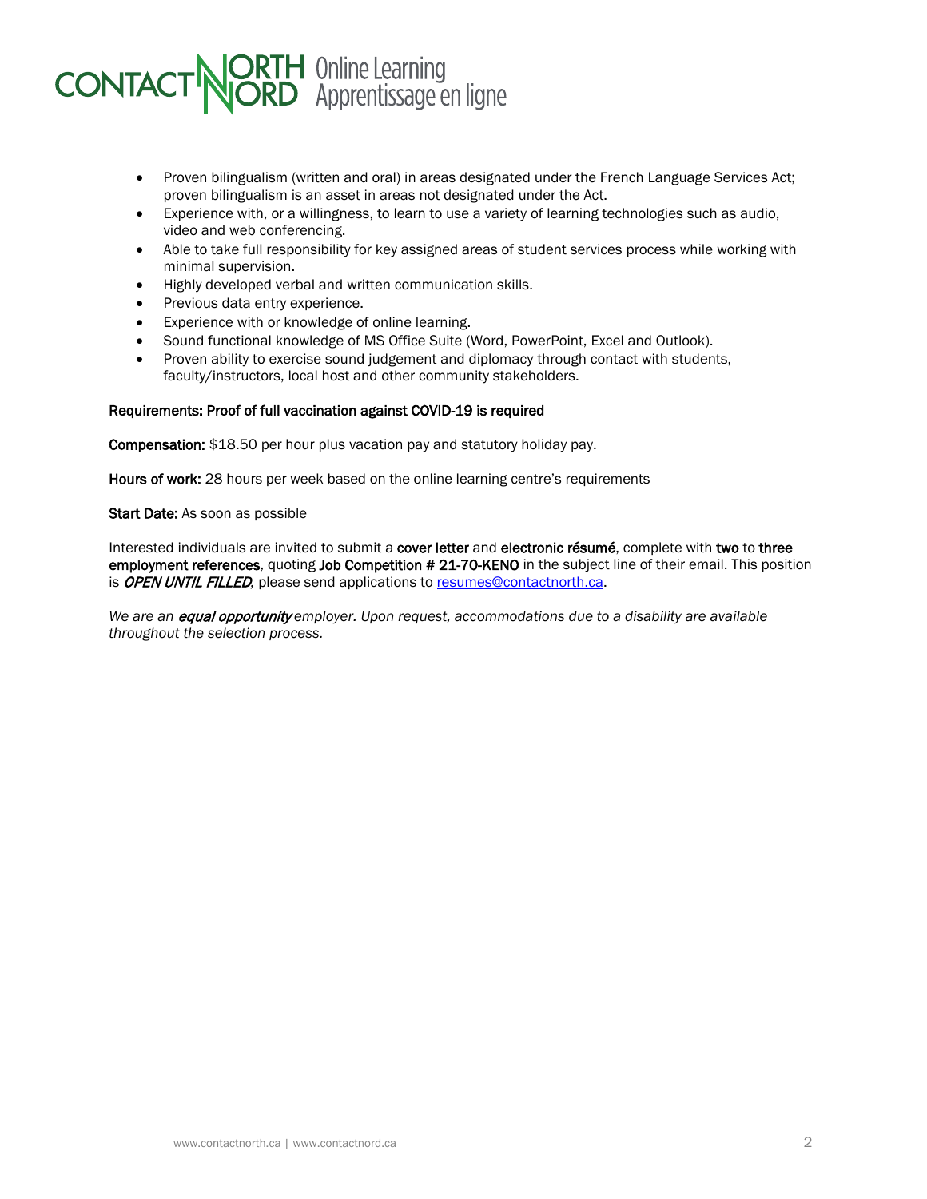- Proven bilingualism (written and oral) in areas designated under the French Language Services Act; proven bilingualism is an asset in areas not designated under the Act.
- Experience with, or a willingness, to learn to use a variety of learning technologies such as audio, video and web conferencing.
- Able to take full responsibility for key assigned areas of student services process while working with minimal supervision.
- Highly developed verbal and written communication skills.
- Previous data entry experience.
- Experience with or knowledge of online learning.
- Sound functional knowledge of MS Office Suite (Word, PowerPoint, Excel and Outlook).
- Proven ability to exercise sound judgement and diplomacy through contact with students, faculty/instructors, local host and other community stakeholders.

**Requirements: Proof of full vaccination against COVID-19 is required**

**Compensation:** $18.50 per hour plus vacation pay and statutory holiday pay.

**Hours of work:** 28 hours per week based on the online learning centre's requirements

**Start Date:** As soon as possible

Interested individuals are invited to submit a **cover letter** and **electronic résumé**, complete with **two** to **three employment references**, quoting **Job Competition # 21-70-KENO** in the subject line of their email. This position is ***OPEN UNTIL FILLED***, please send applications to resumes@contactnorth.ca.

*We are an* ***equal opportunity*** *employer. Upon request, accommodations due to a disability are available throughout the selection process.*